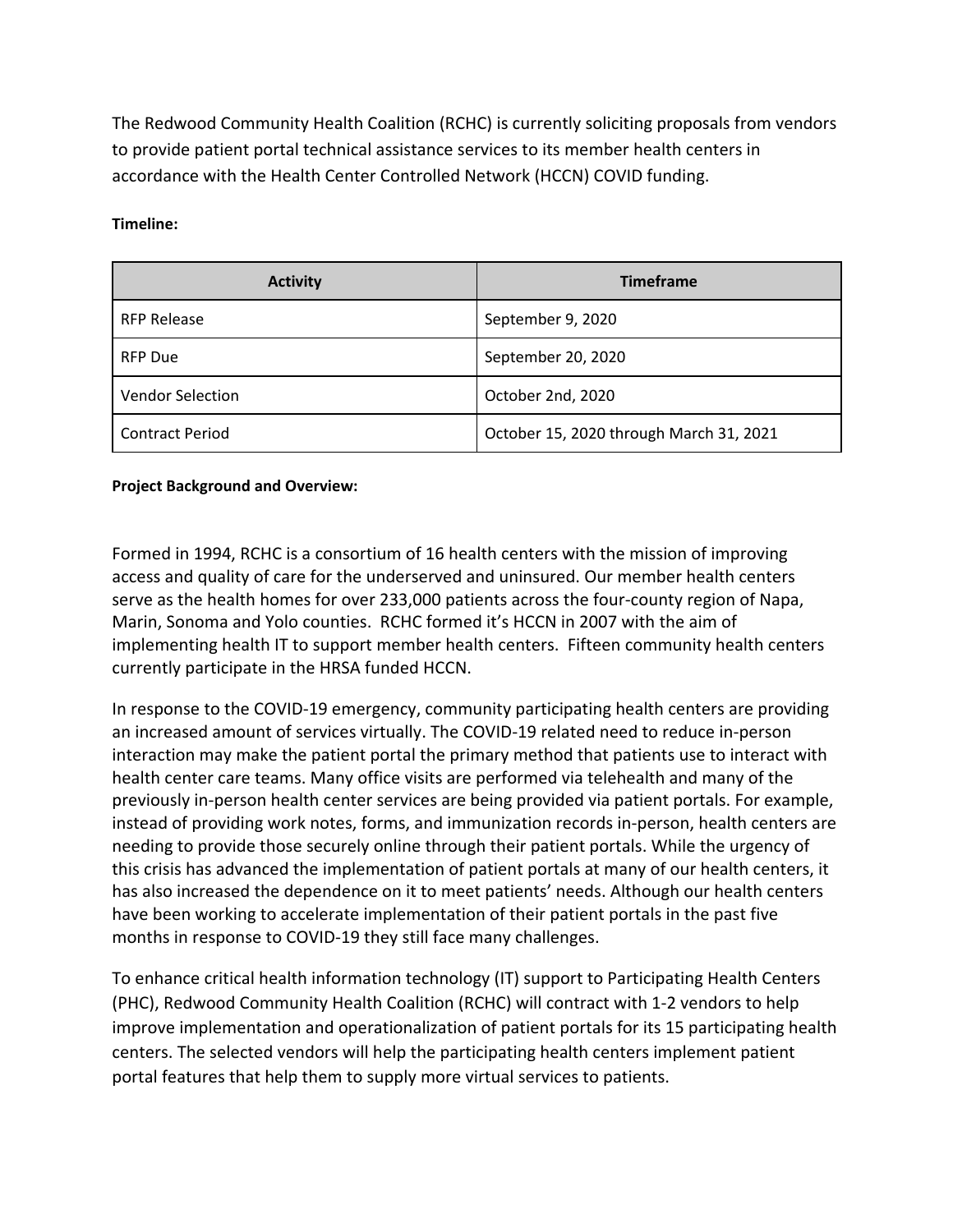The Redwood Community Health Coalition (RCHC) is currently soliciting proposals from vendors to provide patient portal technical assistance services to its member health centers in accordance with the Health Center Controlled Network (HCCN) COVID funding.

**Timeline:**

| Activity | Timeframe |
|---|---|
| RFP Release | September 9, 2020 |
| RFP Due | September 20, 2020 |
| Vendor Selection | October 2nd, 2020 |
| Contract Period | October 15, 2020 through March 31, 2021 |

**Project Background and Overview:**

Formed in 1994, RCHC is a consortium of 16 health centers with the mission of improving access and quality of care for the underserved and uninsured. Our member health centers serve as the health homes for over 233,000 patients across the four-county region of Napa, Marin, Sonoma and Yolo counties. RCHC formed it's HCCN in 2007 with the aim of implementing health IT to support member health centers. Fifteen community health centers currently participate in the HRSA funded HCCN.

In response to the COVID-19 emergency, community participating health centers are providing an increased amount of services virtually. The COVID-19 related need to reduce in-person interaction may make the patient portal the primary method that patients use to interact with health center care teams. Many office visits are performed via telehealth and many of the previously in-person health center services are being provided via patient portals. For example, instead of providing work notes, forms, and immunization records in-person, health centers are needing to provide those securely online through their patient portals. While the urgency of this crisis has advanced the implementation of patient portals at many of our health centers, it has also increased the dependence on it to meet patients' needs. Although our health centers have been working to accelerate implementation of their patient portals in the past five months in response to COVID-19 they still face many challenges.

To enhance critical health information technology (IT) support to Participating Health Centers (PHC), Redwood Community Health Coalition (RCHC) will contract with 1-2 vendors to help improve implementation and operationalization of patient portals for its 15 participating health centers. The selected vendors will help the participating health centers implement patient portal features that help them to supply more virtual services to patients.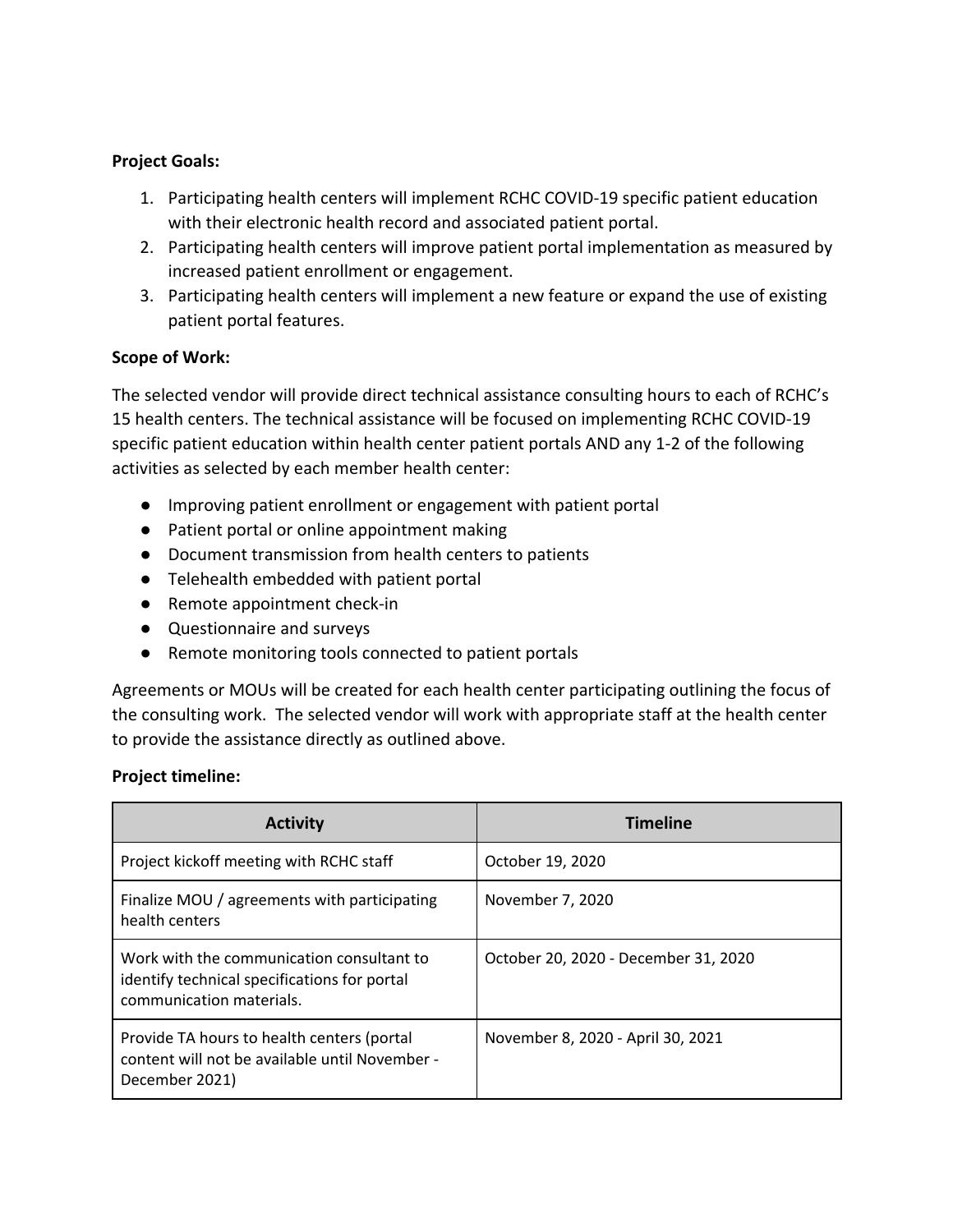**Project Goals:**

1. Participating health centers will implement RCHC COVID-19 specific patient education with their electronic health record and associated patient portal.
2. Participating health centers will improve patient portal implementation as measured by increased patient enrollment or engagement.
3. Participating health centers will implement a new feature or expand the use of existing patient portal features.

**Scope of Work:**

The selected vendor will provide direct technical assistance consulting hours to each of RCHC's 15 health centers. The technical assistance will be focused on implementing RCHC COVID-19 specific patient education within health center patient portals AND any 1-2 of the following activities as selected by each member health center:

- Improving patient enrollment or engagement with patient portal
- Patient portal or online appointment making
- Document transmission from health centers to patients
- Telehealth embedded with patient portal
- Remote appointment check-in
- Questionnaire and surveys
- Remote monitoring tools connected to patient portals

Agreements or MOUs will be created for each health center participating outlining the focus of the consulting work. The selected vendor will work with appropriate staff at the health center to provide the assistance directly as outlined above.

**Project timeline:**

| Activity | Timeline |
|---|---|
| Project kickoff meeting with RCHC staff | October 19, 2020 |
| Finalize MOU / agreements with participating health centers | November 7, 2020 |
| Work with the communication consultant to identify technical specifications for portal communication materials. | October 20, 2020 - December 31, 2020 |
| Provide TA hours to health centers (portal content will not be available until November - December 2021) | November 8, 2020 - April 30, 2021 |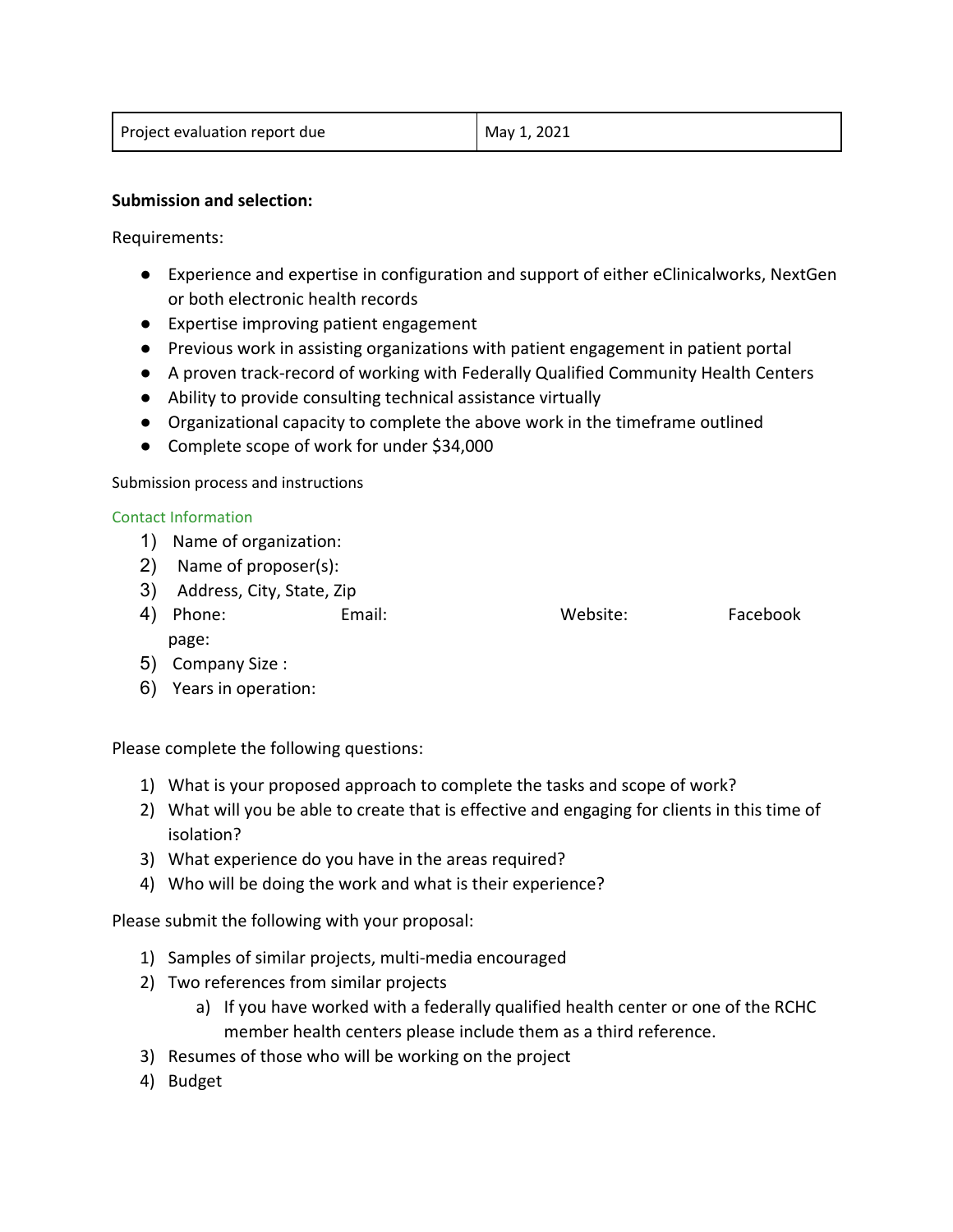| Project evaluation report due | May 1, 2021 |
|---|---|

**Submission and selection:**

Requirements:

- Experience and expertise in configuration and support of either eClinicalworks, NextGen or both electronic health records
- Expertise improving patient engagement
- Previous work in assisting organizations with patient engagement in patient portal
- A proven track-record of working with Federally Qualified Community Health Centers
- Ability to provide consulting technical assistance virtually
- Organizational capacity to complete the above work in the timeframe outlined
- Complete scope of work for under $34,000

Submission process and instructions

Contact Information

1) Name of organization:
2) Name of proposer(s):
3) Address, City, State, Zip
4) Phone: Email: Website: Facebook page:
5) Company Size :
6) Years in operation:

Please complete the following questions:

1) What is your proposed approach to complete the tasks and scope of work?
2) What will you be able to create that is effective and engaging for clients in this time of isolation?
3) What experience do you have in the areas required?
4) Who will be doing the work and what is their experience?

Please submit the following with your proposal:

1) Samples of similar projects, multi-media encouraged
2) Two references from similar projects
    a) If you have worked with a federally qualified health center or one of the RCHC member health centers please include them as a third reference.
3) Resumes of those who will be working on the project
4) Budget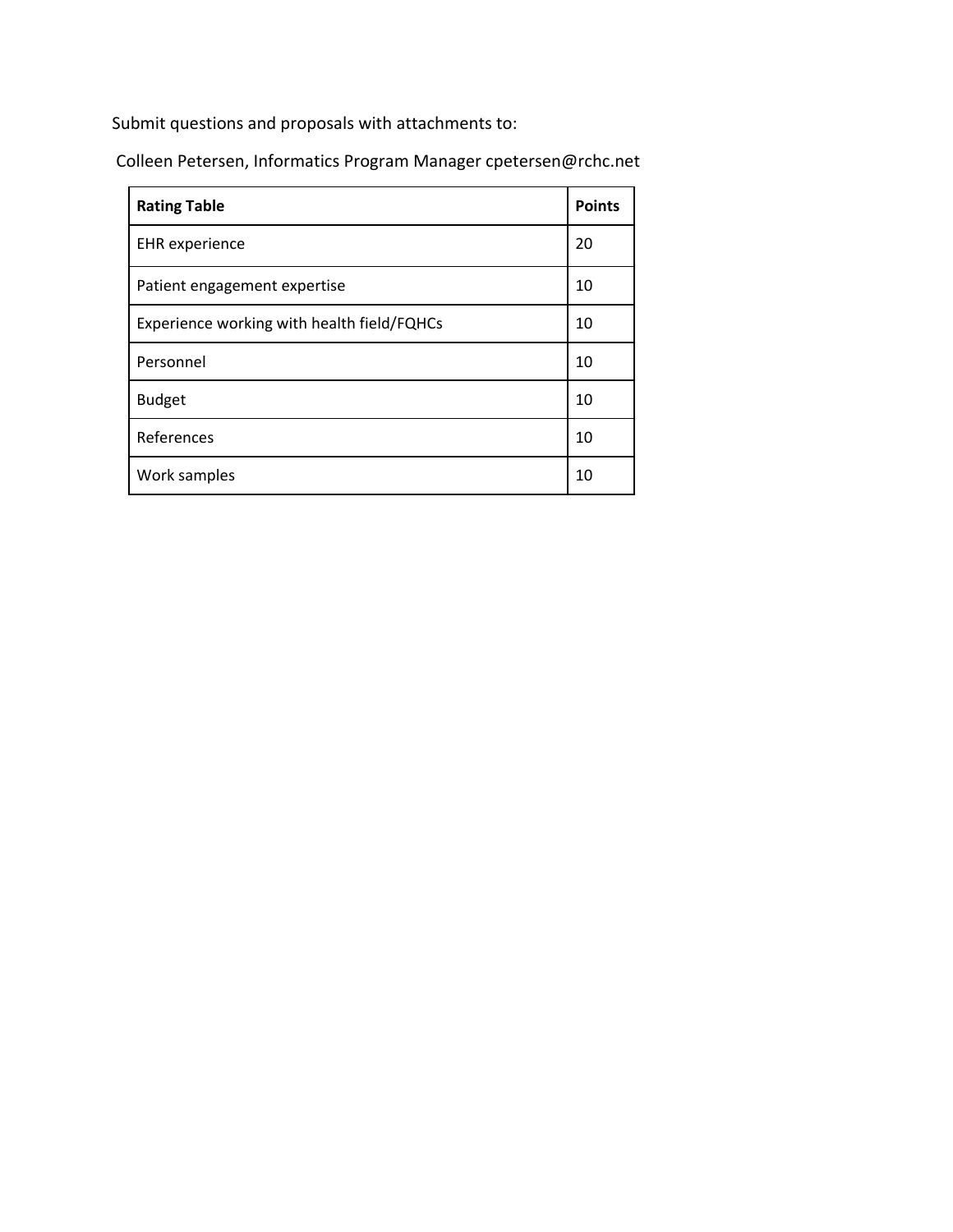Submit questions and proposals with attachments to:

Colleen Petersen, Informatics Program Manager cpetersen@rchc.net

| Rating Table | Points |
|---|---|
| EHR experience | 20 |
| Patient engagement expertise | 10 |
| Experience working with health field/FQHCs | 10 |
| Personnel | 10 |
| Budget | 10 |
| References | 10 |
| Work samples | 10 |